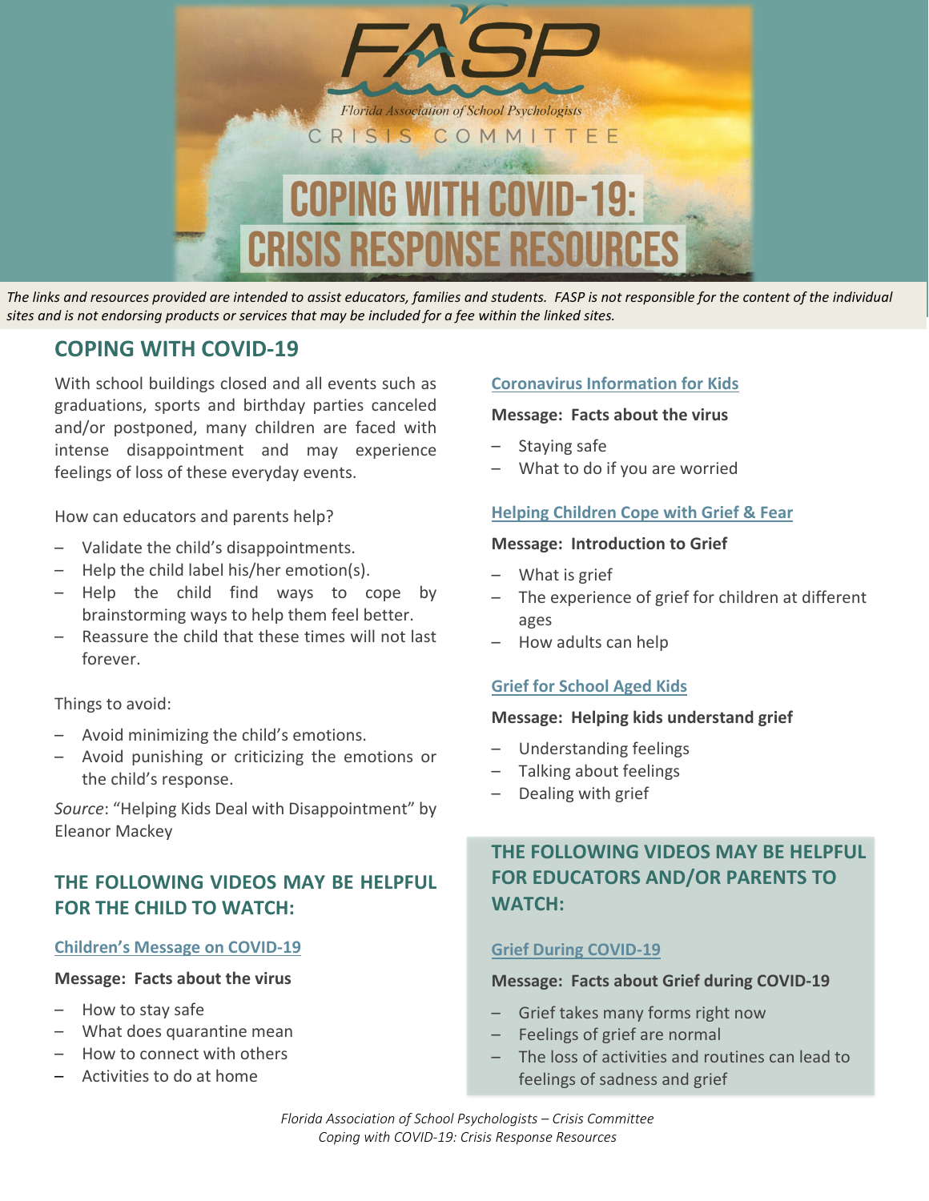# FASP

Florida Association of School Psychologists

CRISIS COMMITTEE

# COPING WITH COVID-19: CRISIS RESPONSE RESOURCES

*The links and resources provided are intended to assist educators, families and students. FASP is not responsible for the content of the individual sites and is not endorsing products or services that may be included for a fee within the linked sites.*

## COPING WITH COVID-19

With school buildings closed and all events such as graduations, sports and birthday parties canceled and/or postponed, many children are faced with intense disappointment and may experience feelings of loss of these everyday events.

How can educators and parents help?

- Validate the child's disappointments.
- Help the child label his/her emotion(s).
- Help the child find ways to cope by brainstorming ways to help them feel better.
- Reassure the child that these times will not last forever.

Things to avoid:

- Avoid minimizing the child's emotions.
- Avoid punishing or criticizing the emotions or the child's response.

*Source*: "Helping Kids Deal with Disappointment" by Eleanor Mackey

## THE FOLLOWING VIDEOS MAY BE HELPFUL FOR THE CHILD TO WATCH:

### Children's Message on COVID-19

**Message: Facts about the virus**

- How to stay safe
- What does quarantine mean
- How to connect with others
- Activities to do at home

### Coronavirus Information for Kids

**Message: Facts about the virus**

- Staying safe
- What to do if you are worried

### Helping Children Cope with Grief & Fear

**Message: Introduction to Grief**

- What is grief
- The experience of grief for children at different ages
- How adults can help

### Grief for School Aged Kids

**Message: Helping kids understand grief**

- Understanding feelings
- Talking about feelings
- Dealing with grief

## THE FOLLOWING VIDEOS MAY BE HELPFUL FOR EDUCATORS AND/OR PARENTS TO WATCH:

### Grief During COVID-19

**Message: Facts about Grief during COVID-19**

- Grief takes many forms right now
- Feelings of grief are normal
- The loss of activities and routines can lead to feelings of sadness and grief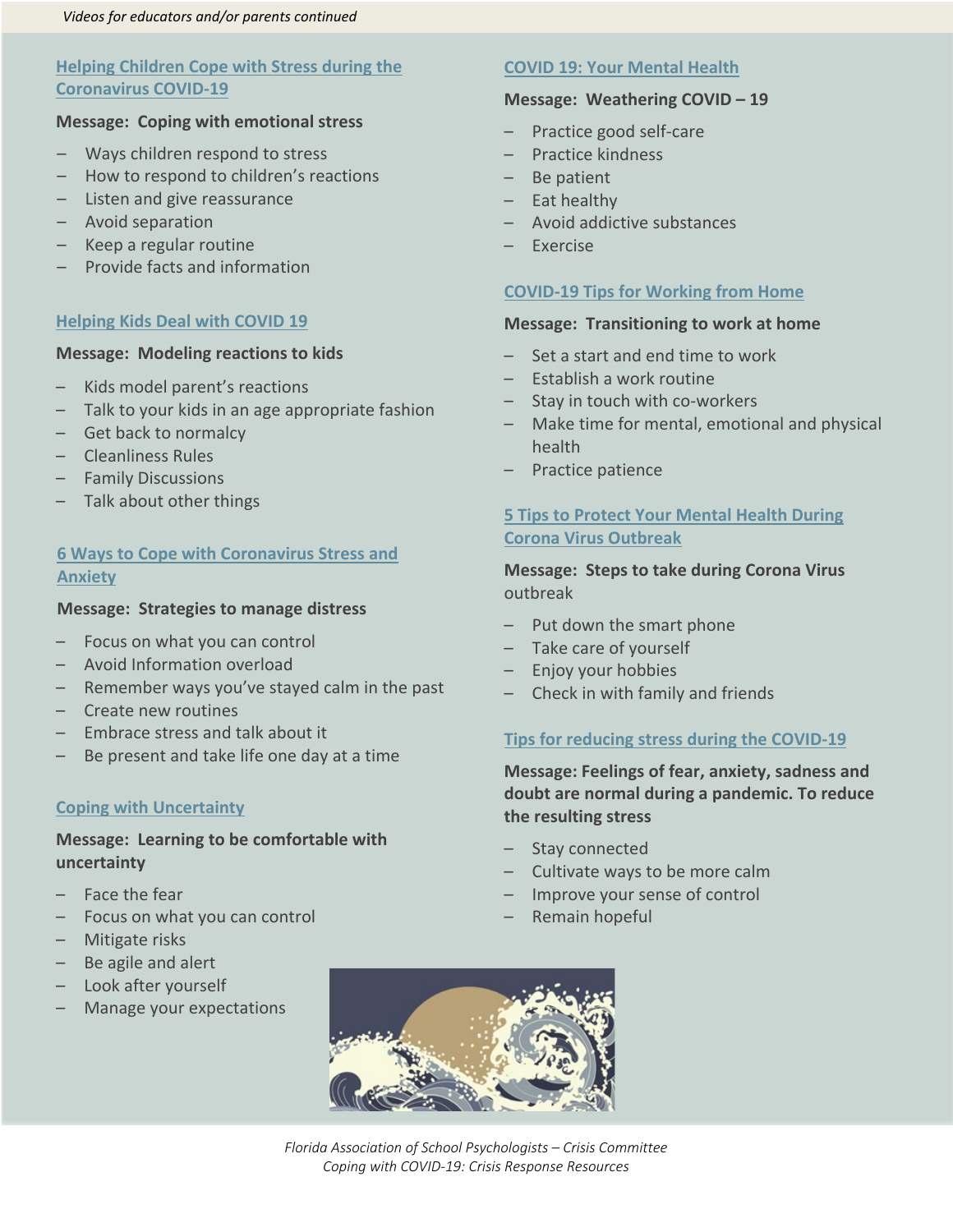*Videos for educators and/or parents continued*

### Helping Children Cope with Stress during the Coronavirus COVID-19

**Message: Coping with emotional stress**

- Ways children respond to stress
- How to respond to children's reactions
- Listen and give reassurance
- Avoid separation
- Keep a regular routine
- Provide facts and information

### Helping Kids Deal with COVID 19

**Message: Modeling reactions to kids**

- Kids model parent's reactions
- Talk to your kids in an age appropriate fashion
- Get back to normalcy
- Cleanliness Rules
- Family Discussions
- Talk about other things

### 6 Ways to Cope with Coronavirus Stress and Anxiety

**Message: Strategies to manage distress**

- Focus on what you can control
- Avoid Information overload
- Remember ways you've stayed calm in the past
- Create new routines
- Embrace stress and talk about it
- Be present and take life one day at a time

### Coping with Uncertainty

**Message: Learning to be comfortable with uncertainty**

- Face the fear
- Focus on what you can control
- Mitigate risks
- Be agile and alert
- Look after yourself
- Manage your expectations

### COVID 19: Your Mental Health

**Message: Weathering COVID – 19**

- Practice good self-care
- Practice kindness
- Be patient
- Eat healthy
- Avoid addictive substances
- Exercise

### COVID-19 Tips for Working from Home

**Message: Transitioning to work at home**

- Set a start and end time to work
- Establish a work routine
- Stay in touch with co-workers
- Make time for mental, emotional and physical health
- Practice patience

### 5 Tips to Protect Your Mental Health During Corona Virus Outbreak

**Message: Steps to take during Corona Virus** outbreak

- Put down the smart phone
- Take care of yourself
- Enjoy your hobbies
- Check in with family and friends

### Tips for reducing stress during the COVID-19

**Message: Feelings of fear, anxiety, sadness and doubt are normal during a pandemic. To reduce the resulting stress**

- Stay connected
- Cultivate ways to be more calm
- Improve your sense of control
- Remain hopeful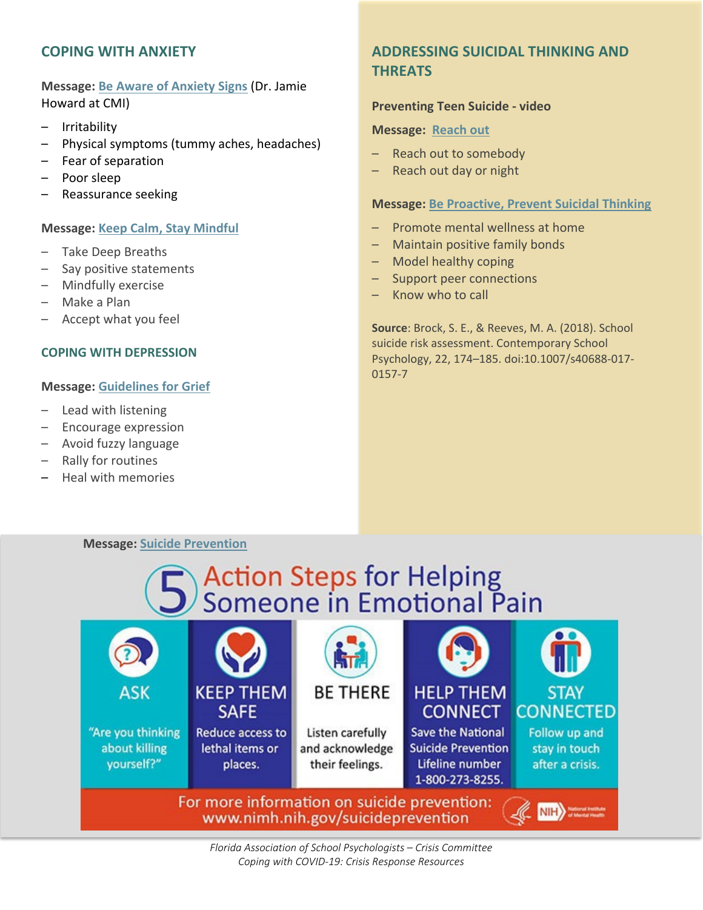## COPING WITH ANXIETY

**Message:** Be Aware of Anxiety Signs (Dr. Jamie Howard at CMI)

- Irritability
- Physical symptoms (tummy aches, headaches)
- Fear of separation
- Poor sleep
- Reassurance seeking

**Message:** Keep Calm, Stay Mindful

- Take Deep Breaths
- Say positive statements
- Mindfully exercise
- Make a Plan
- Accept what you feel

## COPING WITH DEPRESSION

**Message:** Guidelines for Grief

- Lead with listening
- Encourage expression
- Avoid fuzzy language
- Rally for routines
- Heal with memories

## ADDRESSING SUICIDAL THINKING AND THREATS

**Preventing Teen Suicide - video**

**Message:** Reach out

- Reach out to somebody
- Reach out day or night

**Message:** Be Proactive, Prevent Suicidal Thinking

- Promote mental wellness at home
- Maintain positive family bonds
- Model healthy coping
- Support peer connections
- Know who to call

**Source**: Brock, S. E., & Reeves, M. A. (2018). School suicide risk assessment. Contemporary School Psychology, 22, 174–185. doi:10.1007/s40688-017-0157-7

**Message:** Suicide Prevention

### 5 Action Steps for Helping Someone in Emotional Pain

- **ASK** – "Are you thinking about killing yourself?"
- **KEEP THEM SAFE** – Reduce access to lethal items or places.
- **BE THERE** – Listen carefully and acknowledge their feelings.
- **HELP THEM CONNECT** – Save the National Suicide Prevention Lifeline number 1-800-273-8255.
- **STAY CONNECTED** – Follow up and stay in touch after a crisis.

For more information on suicide prevention: www.nimh.nih.gov/suicideprevention

*Florida Association of School Psychologists – Crisis Committee*
*Coping with COVID-19: Crisis Response Resources*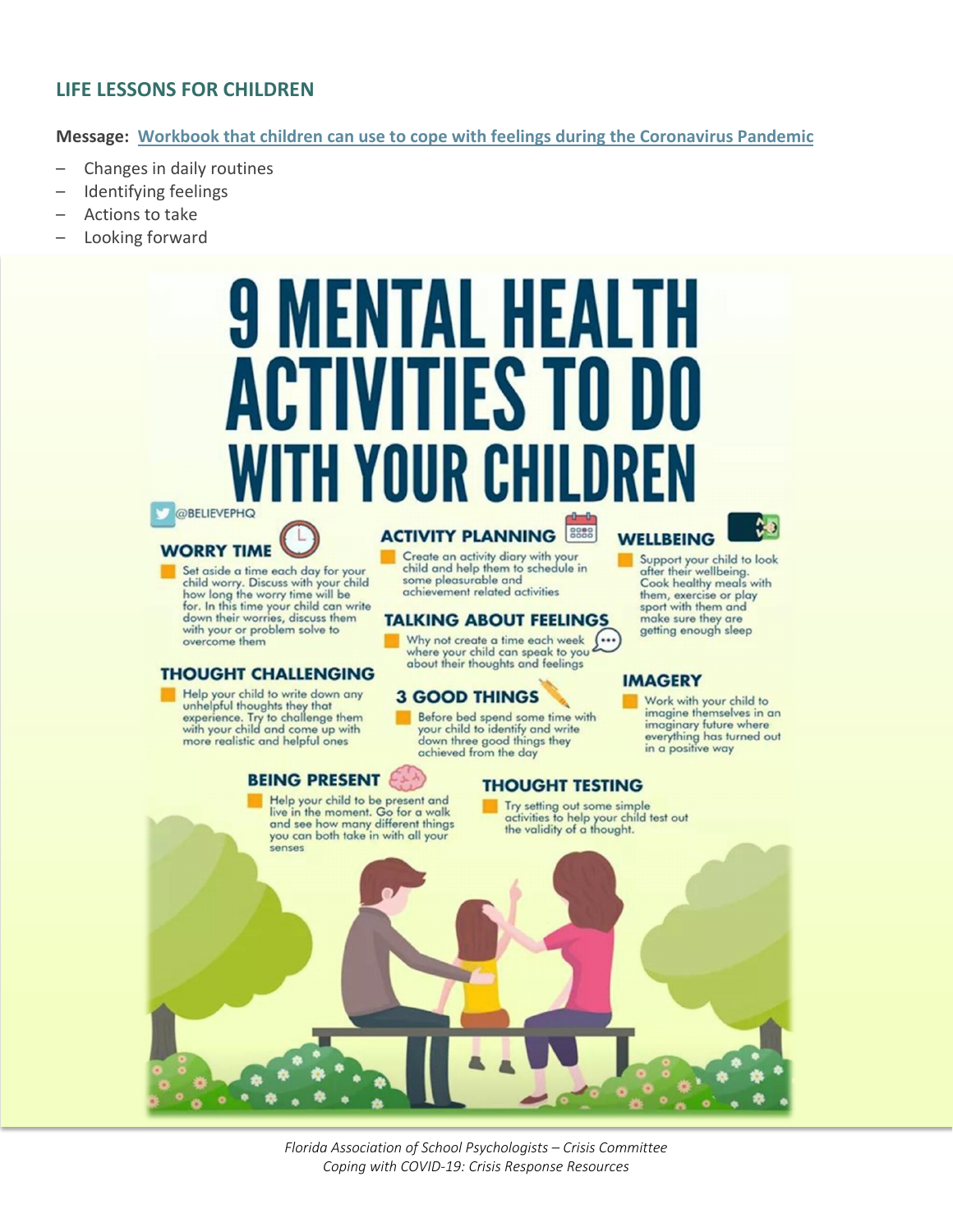## LIFE LESSONS FOR CHILDREN

**Message:** [Workbook that children can use to cope with feelings during the Coronavirus Pandemic]

- Changes in daily routines
- Identifying feelings
- Actions to take
- Looking forward

# 9 MENTAL HEALTH ACTIVITIES TO DO WITH YOUR CHILDREN

@BELIEVEPHQ

### WORRY TIME

Set aside a time each day for your child worry. Discuss with your child how long the worry time will be for. In this time your child can write down their worries, discuss them with your or problem solve to overcome them

### THOUGHT CHALLENGING

Help your child to write down any unhelpful thoughts they that experience. Try to challenge them with your child and come up with more realistic and helpful ones

### ACTIVITY PLANNING

Create an activity diary with your child and help them to schedule in some pleasurable and achievement related activities

### TALKING ABOUT FEELINGS

Why not create a time each week where your child can speak to you about their thoughts and feelings

### 3 GOOD THINGS

Before bed spend some time with your child to identify and write down three good things they achieved from the day

### WELLBEING

Support your child to look after their wellbeing. Cook healthy meals with them, exercise or play sport with them and make sure they are getting enough sleep

### IMAGERY

Work with your child to imagine themselves in an imaginary future where everything has turned out in a positive way

### BEING PRESENT

Help your child to be present and live in the moment. Go for a walk and see how many different things you can both take in with all your senses

### THOUGHT TESTING

Try setting out some simple activities to help your child test out the validity of a thought.

*Florida Association of School Psychologists – Crisis Committee*
*Coping with COVID-19: Crisis Response Resources*